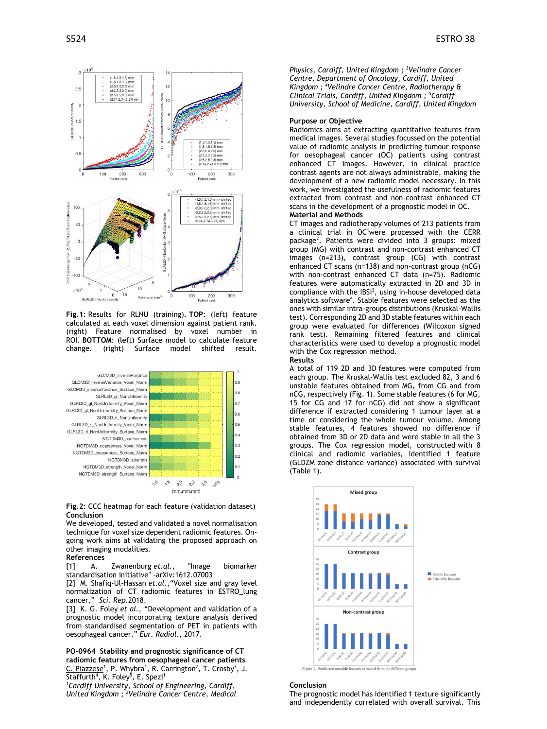Fig. 1: Results for RLNU (training). **TOP**: (left) feature calculated at each voxel dimension against patient rank. (right) Feature normalised by voxel number in ROI. **BOTTOM**: (left) Surface model to calculate feature change. (right) Surface model shifted result.

**Fig. 2:** CCC heatmap for each feature (validation dataset)

**Conclusion**

We developed, tested and validated a novel normalisation technique for voxel size dependent radiomic features. On-going work aims at validating the proposed approach on other imaging modalities.

**References**

[1] A. Zwanenburg *et al.*, "Image biomarker standardisation initiative" -arXiv:1612.07003

[2] M. Shafiq-Ul-Hassan *et al.*,"Voxel size and gray level normalization of CT radiomic features in ESTRO_lung cancer," *Sci. Rep.*2018.

[3] K. G. Foley *et al.*, "Development and validation of a prognostic model incorporating texture analysis derived from standardised segmentation of PET in patients with oesophageal cancer," *Eur. Radiol.*, 2017.

## PO-0964 Stability and prognostic significance of CT radiomic features from oesophageal cancer patients

C. Piazzese[1], P. Whybra[1], R. Carrington[2], T. Crosby[3], J. Staffurth[4], K. Foley[5], E. Spezi[1]

*[1]Cardiff University, School of Engineering, Cardiff, United Kingdom ; [2]Velindre Cancer Centre, Medical Physics, Cardiff, United Kingdom ; [3]Velindre Cancer Centre, Department of Oncology, Cardiff, United Kingdom ; [4]Velindre Cancer Centre, Radiotherapy & Clinical Trials, Cardiff, United Kingdom ; [5]Cardiff University, School of Medicine, Cardiff, United Kingdom*

**Purpose or Objective**

Radiomics aims at extracting quantitative features from medical images. Several studies focussed on the potential value of radiomic analysis in predicting tumour response for oesophageal cancer (OC) patients using contrast enhanced CT images. However, in clinical practice contrast agents are not always administrable, making the development of a new radiomic model necessary. In this work, we investigated the usefulness of radiomic features extracted from contrast and non-contrast enhanced CT scans in the development of a prognostic model in OC.

**Material and Methods**

CT images and radiotherapy volumes of 213 patients from a clinical trial in OC[1]were processed with the CERR package[2]. Patients were divided into 3 groups: mixed group (MG) with contrast and non-contrast enhanced CT images (n=213), contrast group (CG) with contrast enhanced CT scans (n=138) and non-contrast group (nCG) with non-contrast enhanced CT data (n=75). Radiomic features were automatically extracted in 2D and 3D in compliance with the IBSI[3], using in-house developed data analytics software[4]. Stable features were selected as the ones with similar intra-groups distributions (Kruskal-Wallis test). Corresponding 2D and 3D stable features within each group were evaluated for differences (Wilcoxon signed rank test). Remaining filtered features and clinical characteristics were used to develop a prognostic model with the Cox regression method.

**Results**

A total of 119 2D and 3D features were computed from each group. The Kruskal-Wallis test excluded 82, 3 and 6 unstable features obtained from MG, from CG and from nCG, respectively (Fig. 1). Some stable features (6 for MG, 15 for CG and 17 for nCG) did not show a significant difference if extracted considering 1 tumour layer at a time or considering the whole tumour volume. Among stable features, 4 features showed no difference if obtained from 3D or 2D data and were stable in all the 3 groups. The Cox regression model, constructed with 8 clinical and radiomic variables, identified 1 feature (GLDZM zone distance variance) associated with survival (Table 1).

Figure 1. Stable and unstable features extracted from the different groups.

**Conclusion**

The prognostic model has identified 1 texture significantly and independently correlated with overall survival. This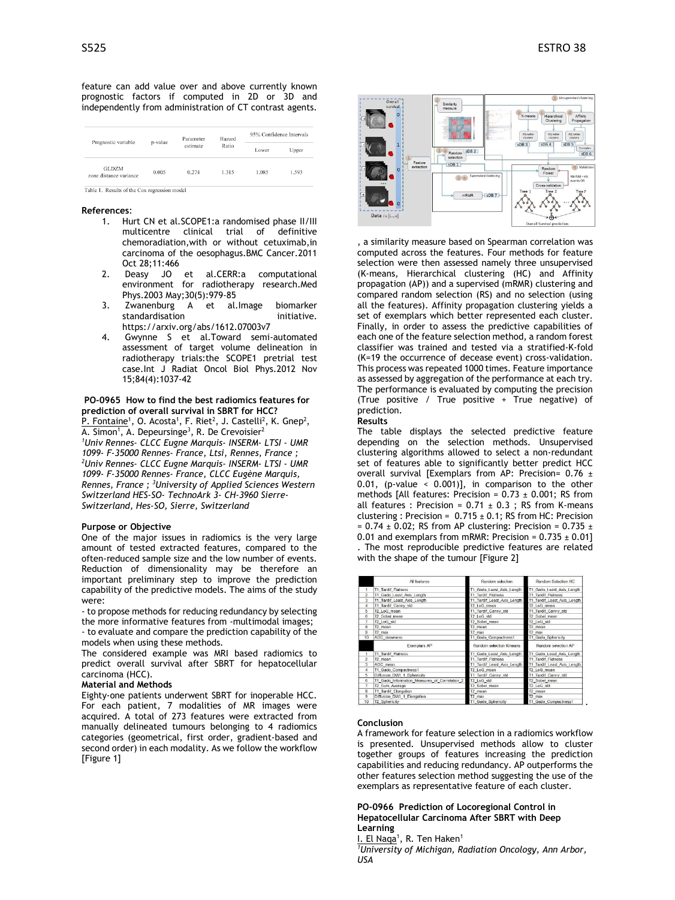feature can add value over and above currently known prognostic factors if computed in 2D or 3D and independently from administration of CT contrast agents.

| Prognostic variable | p-value | Parameter estimate | Hazard Ratio | 95% Confidence Intervals | |
|---|---|---|---|---|---|
| | | | | Lower | Upper |
| GLDZM zone distance variance | 0.005 | 0.274 | 1.315 | 1.085 | 1.593 |

Table 1. Results of the Cox regression model

**References**:

1. Hurt CN et al.SCOPE1:a randomised phase II/III multicentre clinical trial of definitive chemoradiation,with or without cetuximab,in carcinoma of the oesophagus.BMC Cancer.2011 Oct 28;11:466
2. Deasy JO et al.CERR:a computational environment for radiotherapy research.Med Phys.2003 May;30(5):979-85
3. Zwanenburg A et al.Image biomarker standardisation initiative. https://arxiv.org/abs/1612.07003v7
4. Gwynne S et al.Toward semi-automated assessment of target volume delineation in radiotherapy trials:the SCOPE1 pretrial test case.Int J Radiat Oncol Biol Phys.2012 Nov 15;84(4):1037-42

## PO-0965 How to find the best radiomics features for prediction of overall survival in SBRT for HCC?

P. Fontaine[1], O. Acosta[1], F. Riet[2], J. Castelli[2], K. Gnep[2], A. Simon[1], A. Depeursinge[3], R. De Crevoisier[2]

*[1]Univ Rennes- CLCC Eugne Marquis- INSERM- LTSI - UMR 1099- F-35000 Rennes- France, Ltsi, Rennes, France ; [2]Univ Rennes- CLCC Eugne Marquis- INSERM- LTSI - UMR 1099- F-35000 Rennes- France, CLCC Eugène Marquis, Rennes, France ; [3]University of Applied Sciences Western Switzerland HES-SO- TechnoArk 3- CH-3960 Sierre- Switzerland, Hes-SO, Sierre, Switzerland*

**Purpose or Objective**

One of the major issues in radiomics is the very large amount of tested extracted features, compared to the often-reduced sample size and the low number of events. Reduction of dimensionality may be therefore an important preliminary step to improve the prediction capability of the predictive models. The aims of the study were:

- to propose methods for reducing redundancy by selecting the more informative features from -multimodal images;
- to evaluate and compare the prediction capability of the models when using these methods.

The considered example was MRI based radiomics to predict overall survival after SBRT for hepatocellular carcinoma (HCC).

**Material and Methods**

Eighty-one patients underwent SBRT for inoperable HCC. For each patient, 7 modalities of MR images were acquired. A total of 273 features were extracted from manually delineated tumours belonging to 4 radiomics categories (geometrical, first order, gradient-based and second order) in each modality. As we follow the workflow [Figure 1]

, a similarity measure based on Spearman correlation was computed across the features. Four methods for feature selection were then assessed namely three unsupervised (K-means, Hierarchical clustering (HC) and Affinity propagation (AP)) and a supervised (mRMR) clustering and compared random selection (RS) and no selection (using all the features). Affinity propagation clustering yields a set of exemplars which better represented each cluster. Finally, in order to assess the predictive capabilities of each one of the feature selection method, a random forest classifier was trained and tested via a stratified-K-fold (K=19 the occurrence of decease event) cross-validation. This process was repeated 1000 times. Feature importance as assessed by aggregation of the performance at each try. The performance is evaluated by computing the precision (True positive / True positive + True negative) of prediction.

**Results**

The table displays the selected predictive feature depending on the selection methods. Unsupervised clustering algorithms allowed to select a non-redundant set of features able to significantly better predict HCC overall survival [Exemplars from AP: Precision= 0.76 ± 0.01, (p-value < 0.001)], in comparison to the other methods [All features: Precision = 0.73 ± 0.001; RS from all features : Precision = 0.71 ± 0.3 ; RS from K-means clustering : Precision = 0.715 ± 0.1; RS from HC: Precision = 0.74 ± 0.02; RS from AP clustering: Precision = 0.735 ± 0.01 and exemplars from mRMR: Precision = 0.735 ± 0.01] . The most reproducible predictive features are related with the shape of the tumour [Figure 2]

| | All features | Random selection | Random Selection HC |
|---|---|---|---|
| 1 | T1_Tardif_Flatness | T1_Gado_Least_Axis_Length | T1_Gado_Least_Axis_Length |
| 2 | T1_Gado_Least_Axis_Length | T1_Tardif_Flatness | T1_Tardif_Flatness |
| 3 | T1_Tardif_Least_Axis_Length | T1_Tardif_Least_Axis_Length | T1_Tardif_Least_Axis_Length |
| 4 | T1_Tardif_Canny_std | T2_LoG_mean | T2_LoG_mean |
| 5 | T2_LoG_mean | T1_Tardif_Canny_std | T1_Tardif_Canny_std |
| 6 | T2_Sobel_mean | T2_LoG_std | T2_Sobel_mean |
| 7 | T2_LoG_std | T2_Sobel_mean | T2_LoG_std |
| 8 | T2_mean | T2_mean | T2_mean |
| 9 | T2_max | T2_max | T2_max |
| 10 | ADC_skewness | T1_Gado_Compactness1 | T1_Gado_Sphericity |
| | **Exemplars AP** | **Random selection Kmeans** | **Random selection AP** |
| 1 | T1_Tardif_Flatness | T1_Gado_Least_Axis_Length | T1_Gado_Least_Axis_Length |
| 2 | T2_mean | T1_Tardif_Flatness | T1_Tardif_Flatness |
| 3 | ADC_mean | T1_Tardif_Least_Axis_Length | T1_Tardif_Least_Axis_Length |
| 4 | T1_Gado_Compactness1 | T2_LoG_mean | T2_LoG_mean |
| 5 | Diffusion_DWI_1_Sphericity | T1_Tardif_Canny_std | T1_Tardif_Canny_std |
| 6 | T1_Gado_Information_Measures_of_Correlation_2 | T2_LoG_std | T2_Sobel_mean |
| 7 | T2_Sum_Average | T2_Sobel_mean | T2_LoG_std |
| 8 | T1_Tardif_Elongation | T2_mean | T2_mean |
| 9 | Diffusion_DWI_1_Elongation | T2_max | T2_max |
| 10 | T2_Sphericity | T1_Gado_Sphericity | T1_Gado_Compactness1 |

**Conclusion**

A framework for feature selection in a radiomics workflow is presented. Unsupervised methods allow to cluster together groups of features increasing the prediction capabilities and reducing redundancy. AP outperforms the other features selection method suggesting the use of the exemplars as representative feature of each cluster.

## PO-0966 Prediction of Locoregional Control in Hepatocellular Carcinoma After SBRT with Deep Learning

I. El Naqa[1], R. Ten Haken[1]

*[1]University of Michigan, Radiation Oncology, Ann Arbor, USA*